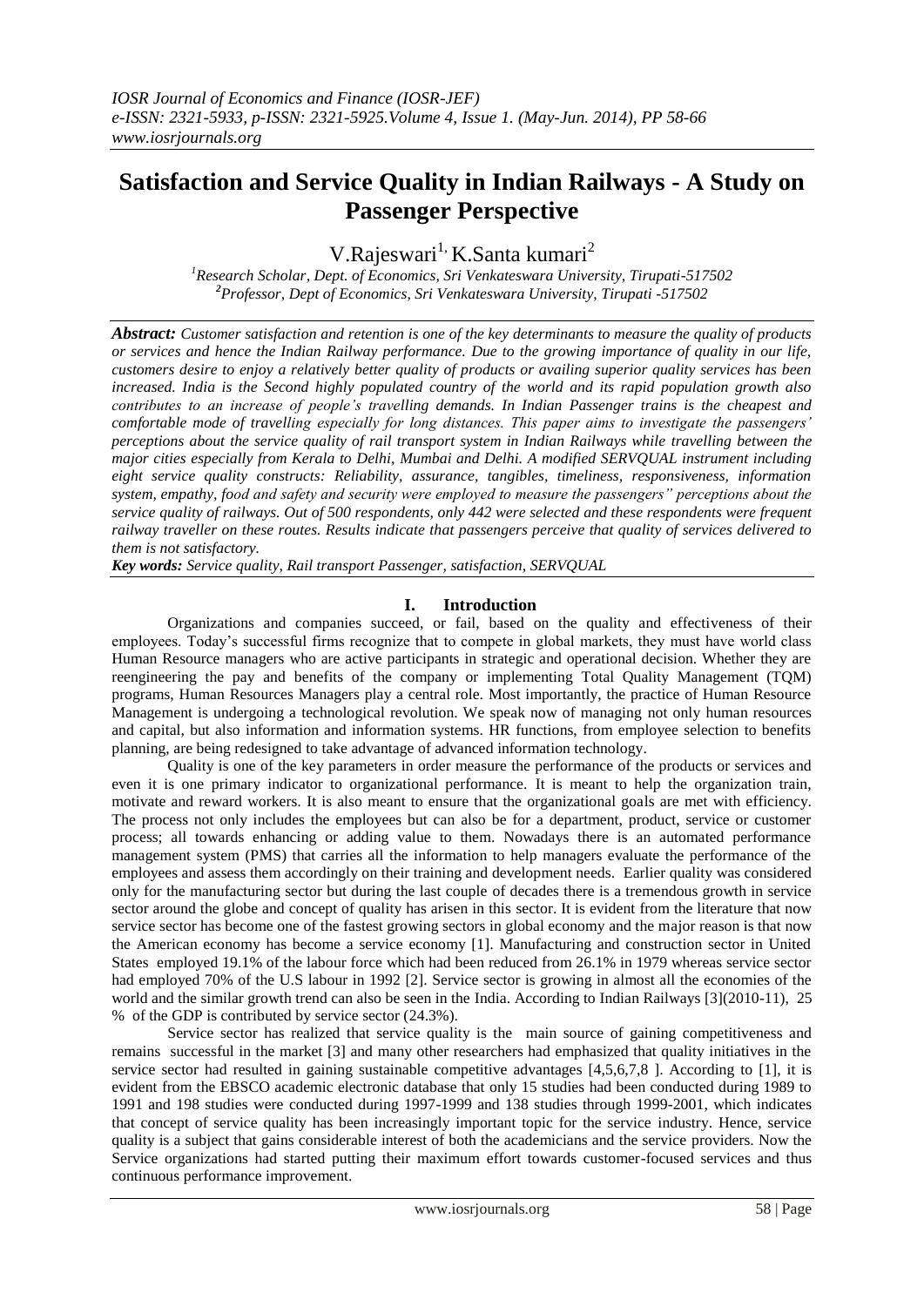# Satisfaction and Service Quality in Indian Railways - A Study on Passenger Perspective

V.Rajeswari[1], K.Santa kumari[2]

[1]Research Scholar, Dept. of Economics, Sri Venkateswara University, Tirupati-517502
[2]Professor, Dept of Economics, Sri Venkateswara University, Tirupati -517502

***Abstract:*** *Customer satisfaction and retention is one of the key determinants to measure the quality of products or services and hence the Indian Railway performance. Due to the growing importance of quality in our life, customers desire to enjoy a relatively better quality of products or availing superior quality services has been increased. India is the Second highly populated country of the world and its rapid population growth also contributes to an increase of people's travelling demands. In Indian Passenger trains is the cheapest and comfortable mode of travelling especially for long distances. This paper aims to investigate the passengers' perceptions about the service quality of rail transport system in Indian Railways while travelling between the major cities especially from Kerala to Delhi, Mumbai and Delhi. A modified SERVQUAL instrument including eight service quality constructs: Reliability, assurance, tangibles, timeliness, responsiveness, information system, empathy, food and safety and security were employed to measure the passengers" perceptions about the service quality of railways. Out of 500 respondents, only 442 were selected and these respondents were frequent railway traveller on these routes. Results indicate that passengers perceive that quality of services delivered to them is not satisfactory.*

***Key words:*** *Service quality, Rail transport Passenger, satisfaction, SERVQUAL*

## I. Introduction

Organizations and companies succeed, or fail, based on the quality and effectiveness of their employees. Today's successful firms recognize that to compete in global markets, they must have world class Human Resource managers who are active participants in strategic and operational decision. Whether they are reengineering the pay and benefits of the company or implementing Total Quality Management (TQM) programs, Human Resources Managers play a central role. Most importantly, the practice of Human Resource Management is undergoing a technological revolution. We speak now of managing not only human resources and capital, but also information and information systems. HR functions, from employee selection to benefits planning, are being redesigned to take advantage of advanced information technology.

Quality is one of the key parameters in order measure the performance of the products or services and even it is one primary indicator to organizational performance. It is meant to help the organization train, motivate and reward workers. It is also meant to ensure that the organizational goals are met with efficiency. The process not only includes the employees but can also be for a department, product, service or customer process; all towards enhancing or adding value to them. Nowadays there is an automated performance management system (PMS) that carries all the information to help managers evaluate the performance of the employees and assess them accordingly on their training and development needs. Earlier quality was considered only for the manufacturing sector but during the last couple of decades there is a tremendous growth in service sector around the globe and concept of quality has arisen in this sector. It is evident from the literature that now service sector has become one of the fastest growing sectors in global economy and the major reason is that now the American economy has become a service economy [1]. Manufacturing and construction sector in United States employed 19.1% of the labour force which had been reduced from 26.1% in 1979 whereas service sector had employed 70% of the U.S labour in 1992 [2]. Service sector is growing in almost all the economies of the world and the similar growth trend can also be seen in the India. According to Indian Railways [3](2010-11), 25 % of the GDP is contributed by service sector (24.3%).

Service sector has realized that service quality is the main source of gaining competitiveness and remains successful in the market [3] and many other researchers had emphasized that quality initiatives in the service sector had resulted in gaining sustainable competitive advantages [4,5,6,7,8 ]. According to [1], it is evident from the EBSCO academic electronic database that only 15 studies had been conducted during 1989 to 1991 and 198 studies were conducted during 1997-1999 and 138 studies through 1999-2001, which indicates that concept of service quality has been increasingly important topic for the service industry. Hence, service quality is a subject that gains considerable interest of both the academicians and the service providers. Now the Service organizations had started putting their maximum effort towards customer-focused services and thus continuous performance improvement.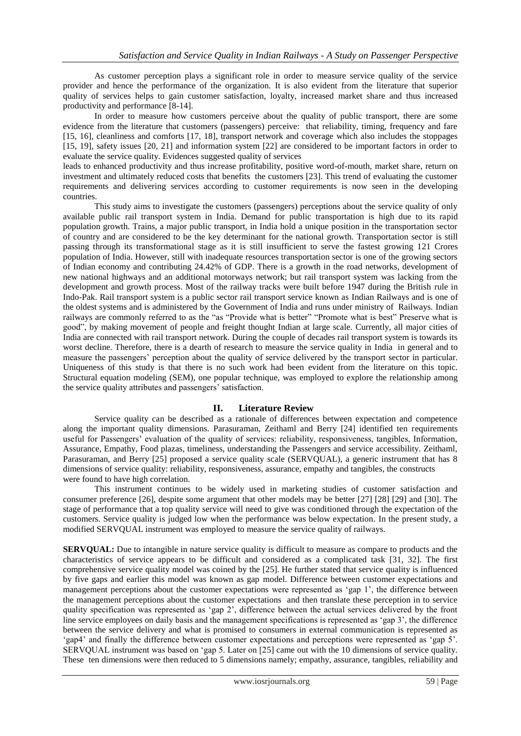As customer perception plays a significant role in order to measure service quality of the service provider and hence the performance of the organization. It is also evident from the literature that superior quality of services helps to gain customer satisfaction, loyalty, increased market share and thus increased productivity and performance [8-14].

In order to measure how customers perceive about the quality of public transport, there are some evidence from the literature that customers (passengers) perceive: that reliability, timing, frequency and fare [15, 16], cleanliness and comforts [17, 18], transport network and coverage which also includes the stoppages [15, 19], safety issues [20, 21] and information system [22] are considered to be important factors in order to evaluate the service quality. Evidences suggested quality of services leads to enhanced productivity and thus increase profitability, positive word-of-mouth, market share, return on investment and ultimately reduced costs that benefits the customers [23]. This trend of evaluating the customer requirements and delivering services according to customer requirements is now seen in the developing countries.

This study aims to investigate the customers (passengers) perceptions about the service quality of only available public rail transport system in India. Demand for public transportation is high due to its rapid population growth. Trains, a major public transport, in India hold a unique position in the transportation sector of country and are considered to be the key determinant for the national growth. Transportation sector is still passing through its transformational stage as it is still insufficient to serve the fastest growing 121 Crores population of India. However, still with inadequate resources transportation sector is one of the growing sectors of Indian economy and contributing 24.42% of GDP. There is a growth in the road networks, development of new national highways and an additional motorways network; but rail transport system was lacking from the development and growth process. Most of the railway tracks were built before 1947 during the British rule in Indo-Pak. Rail transport system is a public sector rail transport service known as Indian Railways and is one of the oldest systems and is administered by the Government of India and runs under ministry of Railways. Indian railways are commonly referred to as the "as "Provide what is better" "Promote what is best" Preserve what is good", by making movement of people and freight thought Indian at large scale. Currently, all major cities of India are connected with rail transport network. During the couple of decades rail transport system is towards its worst decline. Therefore, there is a dearth of research to measure the service quality in India in general and to measure the passengers' perception about the quality of service delivered by the transport sector in particular. Uniqueness of this study is that there is no such work had been evident from the literature on this topic. Structural equation modeling (SEM), one popular technique, was employed to explore the relationship among the service quality attributes and passengers' satisfaction.

## II. Literature Review

Service quality can be described as a rationale of differences between expectation and competence along the important quality dimensions. Parasuraman, Zeithaml and Berry [24] identified ten requirements useful for Passengers' evaluation of the quality of services: reliability, responsiveness, tangibles, Information, Assurance, Empathy, Food plazas, timeliness, understanding the Passengers and service accessibility. Zeithaml, Parasuraman, and Berry [25] proposed a service quality scale (SERVQUAL), a generic instrument that has 8 dimensions of service quality: reliability, responsiveness, assurance, empathy and tangibles, the constructs were found to have high correlation.

This instrument continues to be widely used in marketing studies of customer satisfaction and consumer preference [26], despite some argument that other models may be better [27] [28] [29] and [30]. The stage of performance that a top quality service will need to give was conditioned through the expectation of the customers. Service quality is judged low when the performance was below expectation. In the present study, a modified SERVQUAL instrument was employed to measure the service quality of railways.

**SERVQUAL:** Due to intangible in nature service quality is difficult to measure as compare to products and the characteristics of service appears to be difficult and considered as a complicated task [31, 32]. The first comprehensive service quality model was coined by the [25]. He further stated that service quality is influenced by five gaps and earlier this model was known as gap model. Difference between customer expectations and management perceptions about the customer expectations were represented as 'gap 1', the difference between the management perceptions about the customer expectations and then translate these perception in to service quality specification was represented as 'gap 2', difference between the actual services delivered by the front line service employees on daily basis and the management specifications is represented as 'gap 3', the difference between the service delivery and what is promised to consumers in external communication is represented as 'gap4' and finally the difference between customer expectations and perceptions were represented as 'gap 5'. SERVQUAL instrument was based on 'gap 5. Later on [25] came out with the 10 dimensions of service quality. These ten dimensions were then reduced to 5 dimensions namely; empathy, assurance, tangibles, reliability and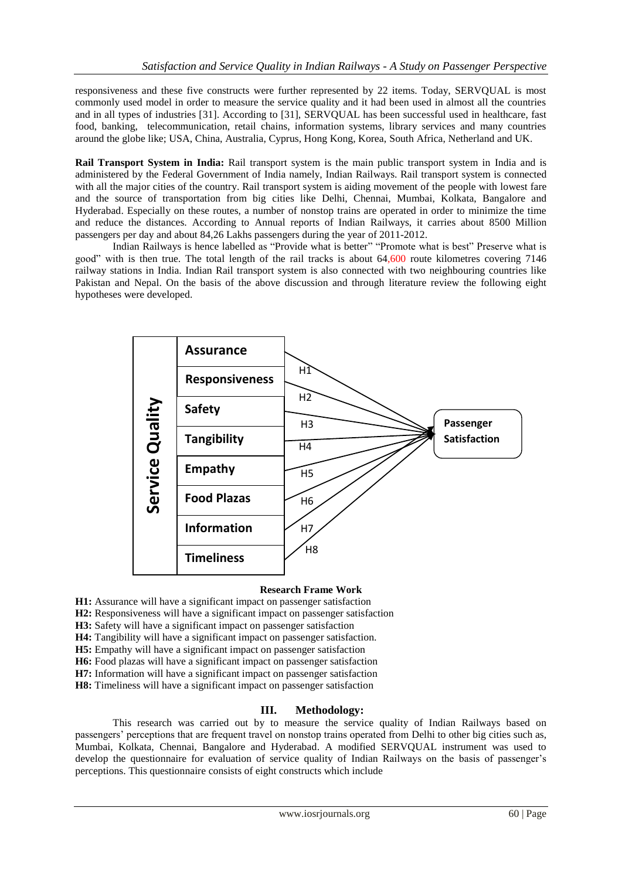responsiveness and these five constructs were further represented by 22 items. Today, SERVQUAL is most commonly used model in order to measure the service quality and it had been used in almost all the countries and in all types of industries [31]. According to [31], SERVQUAL has been successful used in healthcare, fast food, banking, telecommunication, retail chains, information systems, library services and many countries around the globe like; USA, China, Australia, Cyprus, Hong Kong, Korea, South Africa, Netherland and UK.

**Rail Transport System in India:** Rail transport system is the main public transport system in India and is administered by the Federal Government of India namely, Indian Railways. Rail transport system is connected with all the major cities of the country. Rail transport system is aiding movement of the people with lowest fare and the source of transportation from big cities like Delhi, Chennai, Mumbai, Kolkata, Bangalore and Hyderabad. Especially on these routes, a number of nonstop trains are operated in order to minimize the time and reduce the distances. According to Annual reports of Indian Railways, it carries about 8500 Million passengers per day and about 84,26 Lakhs passengers during the year of 2011-2012.

Indian Railways is hence labelled as "Provide what is better" "Promote what is best" Preserve what is good" with is then true. The total length of the rail tracks is about 64,600 route kilometres covering 7146 railway stations in India. Indian Rail transport system is also connected with two neighbouring countries like Pakistan and Nepal. On the basis of the above discussion and through literature review the following eight hypotheses were developed.

| Service Quality | | Hypothesis | |
|---|---|---|---|
| | Assurance | H1 | Passenger Satisfaction |
| | Responsiveness | H2 | Passenger Satisfaction |
| | Safety | H3 | Passenger Satisfaction |
| | Tangibility | H4 | Passenger Satisfaction |
| | Empathy | H5 | Passenger Satisfaction |
| | Food Plazas | H6 | Passenger Satisfaction |
| | Information | H7 | Passenger Satisfaction |
| | Timeliness | H8 | Passenger Satisfaction |

**Research Frame Work**

**H1:** Assurance will have a significant impact on passenger satisfaction
**H2:** Responsiveness will have a significant impact on passenger satisfaction
**H3:** Safety will have a significant impact on passenger satisfaction
**H4:** Tangibility will have a significant impact on passenger satisfaction.
**H5:** Empathy will have a significant impact on passenger satisfaction
**H6:** Food plazas will have a significant impact on passenger satisfaction
**H7:** Information will have a significant impact on passenger satisfaction
**H8:** Timeliness will have a significant impact on passenger satisfaction

## III. Methodology:

This research was carried out by to measure the service quality of Indian Railways based on passengers' perceptions that are frequent travel on nonstop trains operated from Delhi to other big cities such as, Mumbai, Kolkata, Chennai, Bangalore and Hyderabad. A modified SERVQUAL instrument was used to develop the questionnaire for evaluation of service quality of Indian Railways on the basis of passenger's perceptions. This questionnaire consists of eight constructs which include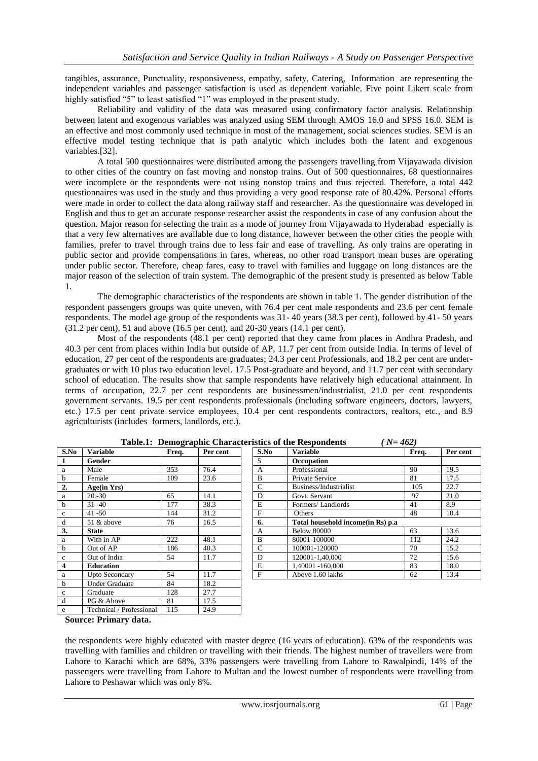tangibles, assurance, Punctuality, responsiveness, empathy, safety, Catering, Information are representing the independent variables and passenger satisfaction is used as dependent variable. Five point Likert scale from highly satisfied "5" to least satisfied "1" was employed in the present study.

Reliability and validity of the data was measured using confirmatory factor analysis. Relationship between latent and exogenous variables was analyzed using SEM through AMOS 16.0 and SPSS 16.0. SEM is an effective and most commonly used technique in most of the management, social sciences studies. SEM is an effective model testing technique that is path analytic which includes both the latent and exogenous variables.[32].

A total 500 questionnaires were distributed among the passengers travelling from Vijayawada division to other cities of the country on fast moving and nonstop trains. Out of 500 questionnaires, 68 questionnaires were incomplete or the respondents were not using nonstop trains and thus rejected. Therefore, a total 442 questionnaires was used in the study and thus providing a very good response rate of 80.42%. Personal efforts were made in order to collect the data along railway staff and researcher. As the questionnaire was developed in English and thus to get an accurate response researcher assist the respondents in case of any confusion about the question. Major reason for selecting the train as a mode of journey from Vijayawada to Hyderabad especially is that a very few alternatives are available due to long distance, however between the other cities the people with families, prefer to travel through trains due to less fair and ease of travelling. As only trains are operating in public sector and provide compensations in fares, whereas, no other road transport mean buses are operating under public sector. Therefore, cheap fares, easy to travel with families and luggage on long distances are the major reason of the selection of train system. The demographic of the present study is presented as below Table 1.

The demographic characteristics of the respondents are shown in table 1. The gender distribution of the respondent passengers groups was quite uneven, with 76.4 per cent male respondents and 23.6 per cent female respondents. The model age group of the respondents was 31- 40 years (38.3 per cent), followed by 41- 50 years (31.2 per cent), 51 and above (16.5 per cent), and 20-30 years (14.1 per cent).

Most of the respondents (48.1 per cent) reported that they came from places in Andhra Pradesh, and 40.3 per cent from places within India but outside of AP, 11.7 per cent from outside India. In terms of level of education, 27 per cent of the respondents are graduates; 24.3 per cent Professionals, and 18.2 per cent are under-graduates or with 10 plus two education level. 17.5 Post-graduate and beyond, and 11.7 per cent with secondary school of education. The results show that sample respondents have relatively high educational attainment. In terms of occupation, 22.7 per cent respondents are businessmen/industrialist, 21.0 per cent respondents government servants. 19.5 per cent respondents professionals (including software engineers, doctors, lawyers, etc.) 17.5 per cent private service employees, 10.4 per cent respondents contractors, realtors, etc., and 8.9 agriculturists (includes formers, landlords, etc.).

**Table.1: Demographic Characteristics of the Respondents** *( N= 462)*

| S.No | Variable | Freq. | Per cent |
|---|---|---|---|
| **1** | **Gender** | | |
| a | Male | 353 | 76.4 |
| b | Female | 109 | 23.6 |
| **2.** | **Age(in Yrs)** | | |
| a | 20.-30 | 65 | 14.1 |
| b | 31 -40 | 177 | 38.3 |
| c | 41 -50 | 144 | 31.2 |
| d | 51 & above | 76 | 16.5 |
| **3.** | **State** | | |
| a | With in AP | 222 | 48.1 |
| b | Out of AP | 186 | 40.3 |
| c | Out of India | 54 | 11.7 |
| **4** | **Education** | | |
| a | Upto Secondary | 54 | 11.7 |
| b | Under Graduate | 84 | 18.2 |
| c | Graduate | 128 | 27.7 |
| d | PG & Above | 81 | 17.5 |
| e | Technical / Professional | 115 | 24.9 |
| **5** | **Occupation** | | |
| A | Professional | 90 | 19.5 |
| B | Private Service | 81 | 17.5 |
| C | Business/Industrialist | 105 | 22.7 |
| D | Govt. Servant | 97 | 21.0 |
| E | Formers/ Landlords | 41 | 8.9 |
| F | Others | 48 | 10.4 |
| **6.** | **Total household income(in Rs) p.a** | | |
| A | Below 80000 | 63 | 13.6 |
| B | 80001-100000 | 112 | 24.2 |
| C | 100001-120000 | 70 | 15.2 |
| D | 120001-1,40,000 | 72 | 15.6 |
| E | 1,40001 -160,000 | 83 | 18.0 |
| F | Above 1.60 lakhs | 62 | 13.4 |

**Source: Primary data.**

the respondents were highly educated with master degree (16 years of education). 63% of the respondents was travelling with families and children or travelling with their friends. The highest number of travellers were from Lahore to Karachi which are 68%, 33% passengers were travelling from Lahore to Rawalpindi, 14% of the passengers were travelling from Lahore to Multan and the lowest number of respondents were travelling from Lahore to Peshawar which was only 8%.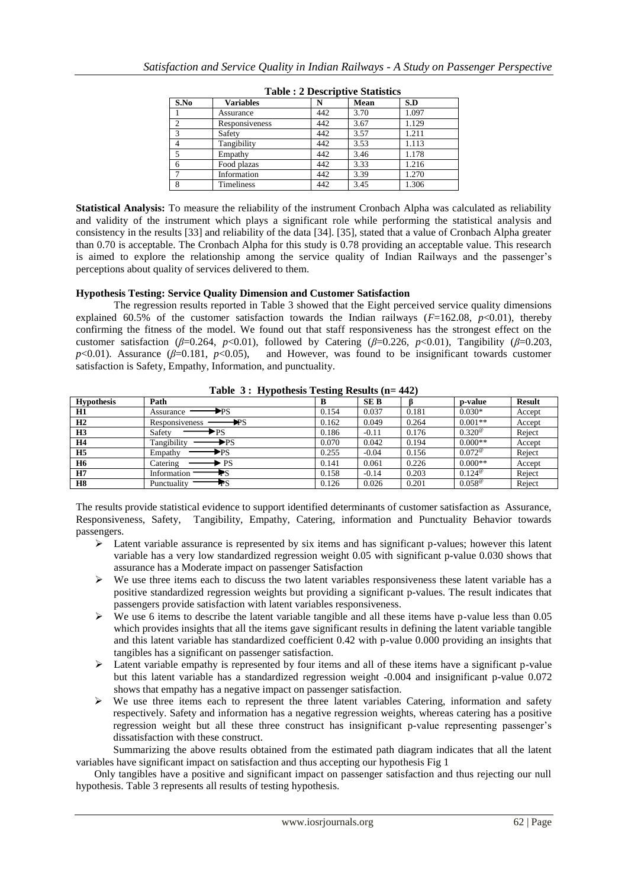**Table : 2 Descriptive Statistics**

| S.No | Variables | N | Mean | S.D |
|---|---|---|---|---|
| 1 | Assurance | 442 | 3.70 | 1.097 |
| 2 | Responsiveness | 442 | 3.67 | 1.129 |
| 3 | Safety | 442 | 3.57 | 1.211 |
| 4 | Tangibility | 442 | 3.53 | 1.113 |
| 5 | Empathy | 442 | 3.46 | 1.178 |
| 6 | Food plazas | 442 | 3.33 | 1.216 |
| 7 | Information | 442 | 3.39 | 1.270 |
| 8 | Timeliness | 442 | 3.45 | 1.306 |

**Statistical Analysis:** To measure the reliability of the instrument Cronbach Alpha was calculated as reliability and validity of the instrument which plays a significant role while performing the statistical analysis and consistency in the results [33] and reliability of the data [34]. [35], stated that a value of Cronbach Alpha greater than 0.70 is acceptable. The Cronbach Alpha for this study is 0.78 providing an acceptable value. This research is aimed to explore the relationship among the service quality of Indian Railways and the passenger's perceptions about quality of services delivered to them.

**Hypothesis Testing: Service Quality Dimension and Customer Satisfaction**

The regression results reported in Table 3 showed that the Eight perceived service quality dimensions explained 60.5% of the customer satisfaction towards the Indian railways ($F$=162.08, $p$<0.01), thereby confirming the fitness of the model. We found out that staff responsiveness has the strongest effect on the customer satisfaction ($\beta$=0.264, $p$<0.01), followed by Catering ($\beta$=0.226, $p$<0.01), Tangibility ($\beta$=0.203, $p$<0.01). Assurance ($\beta$=0.181, $p$<0.05), and However, was found to be insignificant towards customer satisfaction is Safety, Empathy, Information, and punctuality.

**Table 3 : Hypothesis Testing Results (n= 442)**

| Hypothesis | Path | B | SE B | β | p-value | Result |
|---|---|---|---|---|---|---|
| **H1** | Assurance → PS | 0.154 | 0.037 | 0.181 | 0.030* | Accept |
| **H2** | Responsiveness → PS | 0.162 | 0.049 | 0.264 | 0.001** | Accept |
| **H3** | Safety → PS | 0.186 | -0.11 | 0.176 | 0.320@ | Reject |
| **H4** | Tangibility → PS | 0.070 | 0.042 | 0.194 | 0.000** | Accept |
| **H5** | Empathy → PS | 0.255 | -0.04 | 0.156 | 0.072@ | Reject |
| **H6** | Catering → PS | 0.141 | 0.061 | 0.226 | 0.000** | Accept |
| **H7** | Information → PS | 0.158 | -0.14 | 0.203 | 0.124@ | Reject |
| **H8** | Punctuality → PS | 0.126 | 0.026 | 0.201 | 0.058@ | Reject |

The results provide statistical evidence to support identified determinants of customer satisfaction as Assurance, Responsiveness, Safety, Tangibility, Empathy, Catering, information and Punctuality Behavior towards passengers.

- Latent variable assurance is represented by six items and has significant p-values; however this latent variable has a very low standardized regression weight 0.05 with significant p-value 0.030 shows that assurance has a Moderate impact on passenger Satisfaction
- We use three items each to discuss the two latent variables responsiveness these latent variable has a positive standardized regression weights but providing a significant p-values. The result indicates that passengers provide satisfaction with latent variables responsiveness.
- We use 6 items to describe the latent variable tangible and all these items have p-value less than 0.05 which provides insights that all the items gave significant results in defining the latent variable tangible and this latent variable has standardized coefficient 0.42 with p-value 0.000 providing an insights that tangibles has a significant on passenger satisfaction.
- Latent variable empathy is represented by four items and all of these items have a significant p-value but this latent variable has a standardized regression weight -0.004 and insignificant p-value 0.072 shows that empathy has a negative impact on passenger satisfaction.
- We use three items each to represent the three latent variables Catering, information and safety respectively. Safety and information has a negative regression weights, whereas catering has a positive regression weight but all these three construct has insignificant p-value representing passenger's dissatisfaction with these construct.

Summarizing the above results obtained from the estimated path diagram indicates that all the latent variables have significant impact on satisfaction and thus accepting our hypothesis Fig 1

Only tangibles have a positive and significant impact on passenger satisfaction and thus rejecting our null hypothesis. Table 3 represents all results of testing hypothesis.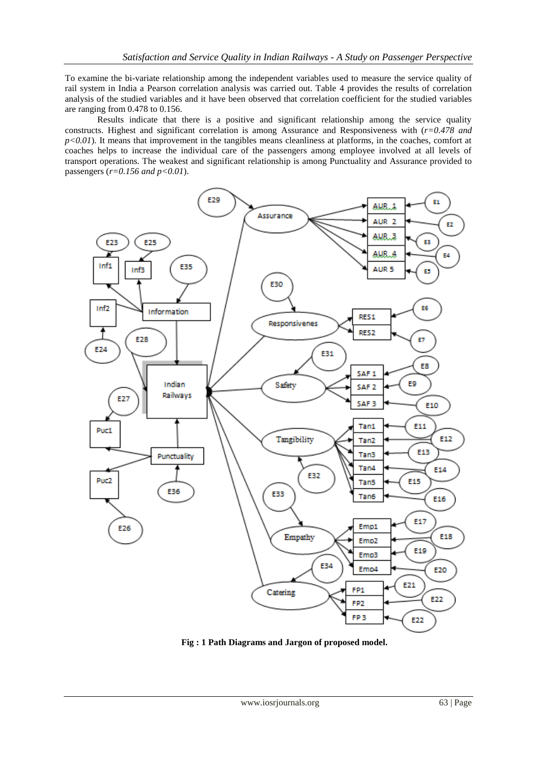To examine the bi-variate relationship among the independent variables used to measure the service quality of rail system in India a Pearson correlation analysis was carried out. Table 4 provides the results of correlation analysis of the studied variables and it have been observed that correlation coefficient for the studied variables are ranging from 0.478 to 0.156.

Results indicate that there is a positive and significant relationship among the service quality constructs. Highest and significant correlation is among Assurance and Responsiveness with (*$r=0.478$ and $p<0.01$*). It means that improvement in the tangibles means cleanliness at platforms, in the coaches, comfort at coaches helps to increase the individual care of the passengers among employee involved at all levels of transport operations. The weakest and significant relationship is among Punctuality and Assurance provided to passengers (*$r=0.156$ and $p<0.01$*).

**Fig : 1 Path Diagrams and Jargon of proposed model.**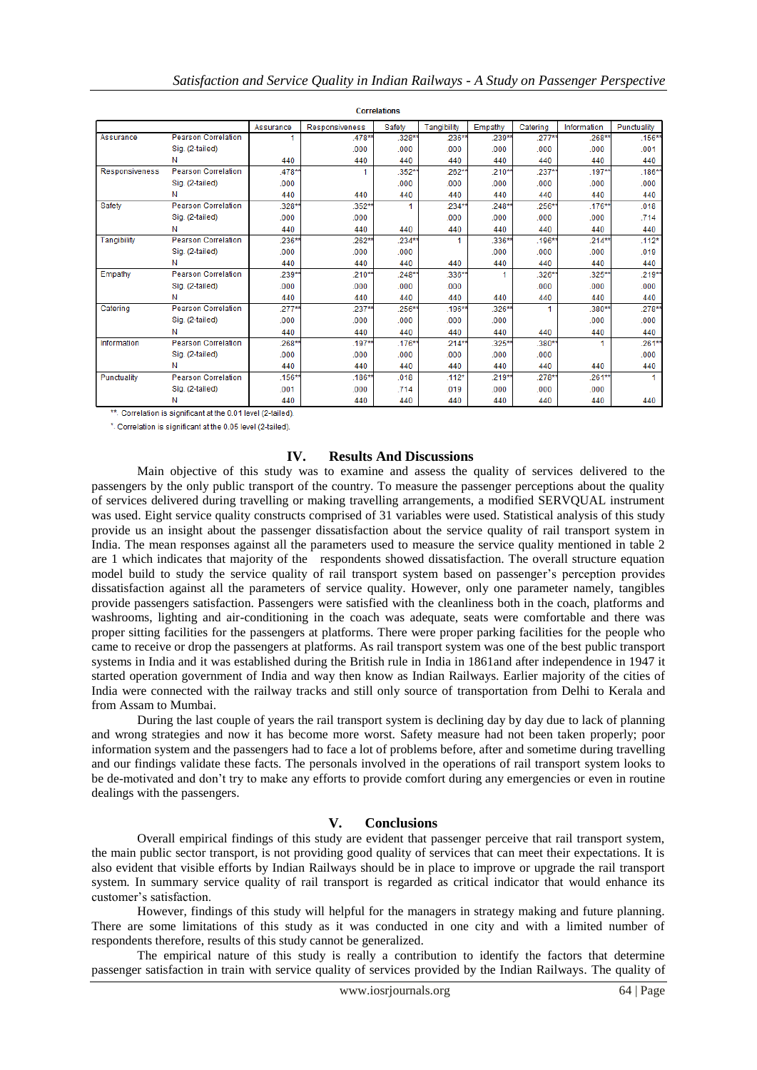**Correlations**

| | | Assurance | Responsiveness | Safety | Tangibility | Empathy | Catering | Information | Punctuality |
|---|---|---|---|---|---|---|---|---|---|
| Assurance | Pearson Correlation | 1 | .478** | .328** | .236** | .239** | .277** | .268** | .156** |
| | Sig. (2-tailed) | | .000 | .000 | .000 | .000 | .000 | .000 | .001 |
| | N | 440 | 440 | 440 | 440 | 440 | 440 | 440 | 440 |
| Responsiveness | Pearson Correlation | .478** | 1 | .352** | .262** | .210** | .237** | .197** | .186** |
| | Sig. (2-tailed) | .000 | | .000 | .000 | .000 | .000 | .000 | .000 |
| | N | 440 | 440 | 440 | 440 | 440 | 440 | 440 | 440 |
| Safety | Pearson Correlation | .328** | .352** | 1 | .234** | .248** | .256** | .176** | .018 |
| | Sig. (2-tailed) | .000 | .000 | | .000 | .000 | .000 | .000 | .714 |
| | N | 440 | 440 | 440 | 440 | 440 | 440 | 440 | 440 |
| Tangibility | Pearson Correlation | .236** | .262** | .234** | 1 | .336** | .196** | .214** | .112* |
| | Sig. (2-tailed) | .000 | .000 | .000 | | .000 | .000 | .000 | .019 |
| | N | 440 | 440 | 440 | 440 | 440 | 440 | 440 | 440 |
| Empathy | Pearson Correlation | .239** | .210** | .248** | .336** | 1 | .326** | .325** | .219** |
| | Sig. (2-tailed) | .000 | .000 | .000 | .000 | | .000 | .000 | .000 |
| | N | 440 | 440 | 440 | 440 | 440 | 440 | 440 | 440 |
| Catering | Pearson Correlation | .277** | .237** | .256** | .196** | .326** | 1 | .380** | .276** |
| | Sig. (2-tailed) | .000 | .000 | .000 | .000 | .000 | | .000 | .000 |
| | N | 440 | 440 | 440 | 440 | 440 | 440 | 440 | 440 |
| Information | Pearson Correlation | .268** | .197** | .176** | .214** | .325** | .380** | 1 | .261** |
| | Sig. (2-tailed) | .000 | .000 | .000 | .000 | .000 | .000 | | .000 |
| | N | 440 | 440 | 440 | 440 | 440 | 440 | 440 | 440 |
| Punctuality | Pearson Correlation | .156** | .186** | .018 | .112* | .219** | .276** | .261** | 1 |
| | Sig. (2-tailed) | .001 | .000 | .714 | .019 | .000 | .000 | .000 | |
| | N | 440 | 440 | 440 | 440 | 440 | 440 | 440 | 440 |

**. Correlation is significant at the 0.01 level (2-tailed).

*. Correlation is significant at the 0.05 level (2-tailed).

## IV. Results And Discussions

Main objective of this study was to examine and assess the quality of services delivered to the passengers by the only public transport of the country. To measure the passenger perceptions about the quality of services delivered during travelling or making travelling arrangements, a modified SERVQUAL instrument was used. Eight service quality constructs comprised of 31 variables were used. Statistical analysis of this study provide us an insight about the passenger dissatisfaction about the service quality of rail transport system in India. The mean responses against all the parameters used to measure the service quality mentioned in table 2 are 1 which indicates that majority of the respondents showed dissatisfaction. The overall structure equation model build to study the service quality of rail transport system based on passenger's perception provides dissatisfaction against all the parameters of service quality. However, only one parameter namely, tangibles provide passengers satisfaction. Passengers were satisfied with the cleanliness both in the coach, platforms and washrooms, lighting and air-conditioning in the coach was adequate, seats were comfortable and there was proper sitting facilities for the passengers at platforms. There were proper parking facilities for the people who came to receive or drop the passengers at platforms. As rail transport system was one of the best public transport systems in India and it was established during the British rule in India in 1861and after independence in 1947 it started operation government of India and way then know as Indian Railways. Earlier majority of the cities of India were connected with the railway tracks and still only source of transportation from Delhi to Kerala and from Assam to Mumbai.

During the last couple of years the rail transport system is declining day by day due to lack of planning and wrong strategies and now it has become more worst. Safety measure had not been taken properly; poor information system and the passengers had to face a lot of problems before, after and sometime during travelling and our findings validate these facts. The personals involved in the operations of rail transport system looks to be de-motivated and don't try to make any efforts to provide comfort during any emergencies or even in routine dealings with the passengers.

## V. Conclusions

Overall empirical findings of this study are evident that passenger perceive that rail transport system, the main public sector transport, is not providing good quality of services that can meet their expectations. It is also evident that visible efforts by Indian Railways should be in place to improve or upgrade the rail transport system. In summary service quality of rail transport is regarded as critical indicator that would enhance its customer's satisfaction.

However, findings of this study will helpful for the managers in strategy making and future planning. There are some limitations of this study as it was conducted in one city and with a limited number of respondents therefore, results of this study cannot be generalized.

The empirical nature of this study is really a contribution to identify the factors that determine passenger satisfaction in train with service quality of services provided by the Indian Railways. The quality of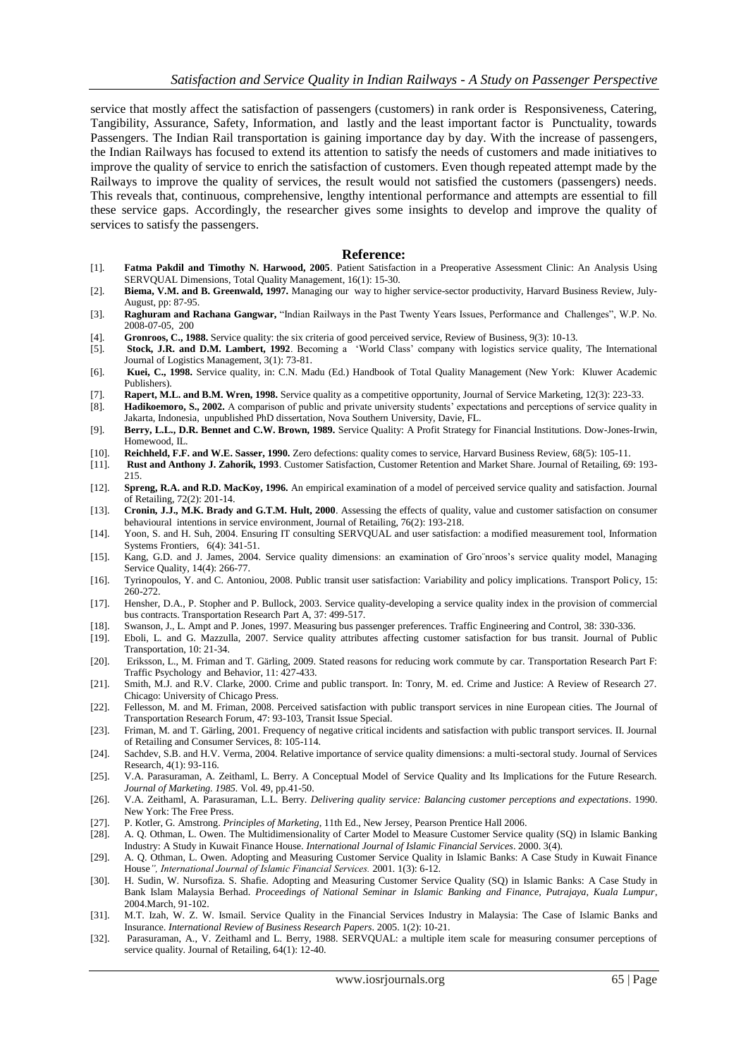service that mostly affect the satisfaction of passengers (customers) in rank order is Responsiveness, Catering, Tangibility, Assurance, Safety, Information, and lastly and the least important factor is Punctuality, towards Passengers. The Indian Rail transportation is gaining importance day by day. With the increase of passengers, the Indian Railways has focused to extend its attention to satisfy the needs of customers and made initiatives to improve the quality of service to enrich the satisfaction of customers. Even though repeated attempt made by the Railways to improve the quality of services, the result would not satisfied the customers (passengers) needs. This reveals that, continuous, comprehensive, lengthy intentional performance and attempts are essential to fill these service gaps. Accordingly, the researcher gives some insights to develop and improve the quality of services to satisfy the passengers.

## Reference:

[1]. **Fatma Pakdil and Timothy N. Harwood, 2005**. Patient Satisfaction in a Preoperative Assessment Clinic: An Analysis Using SERVQUAL Dimensions, Total Quality Management, 16(1): 15-30.

[2]. **Biema, V.M. and B. Greenwald, 1997.** Managing our way to higher service-sector productivity, Harvard Business Review, July-August, pp: 87-95.

[3]. **Raghuram and Rachana Gangwar,** "Indian Railways in the Past Twenty Years Issues, Performance and Challenges", W.P. No. 2008-07-05, 200

[4]. **Gronroos, C., 1988.** Service quality: the six criteria of good perceived service, Review of Business, 9(3): 10-13.

[5]. **Stock, J.R. and D.M. Lambert, 1992**. Becoming a 'World Class' company with logistics service quality, The International Journal of Logistics Management, 3(1): 73-81.

[6]. **Kuei, C., 1998.** Service quality, in: C.N. Madu (Ed.) Handbook of Total Quality Management (New York: Kluwer Academic Publishers).

[7]. **Rapert, M.L. and B.M. Wren, 1998.** Service quality as a competitive opportunity, Journal of Service Marketing, 12(3): 223-33.

[8]. **Hadikoemoro, S., 2002.** A comparison of public and private university students' expectations and perceptions of service quality in Jakarta, Indonesia, unpublished PhD dissertation, Nova Southern University, Davie, FL.

[9]. **Berry, L.L., D.R. Bennet and C.W. Brown, 1989.** Service Quality: A Profit Strategy for Financial Institutions. Dow-Jones-Irwin, Homewood, IL.

[10]. **Reichheld, F.F. and W.E. Sasser, 1990.** Zero defections: quality comes to service, Harvard Business Review, 68(5): 105-11.

[11]. **Rust and Anthony J. Zahorik, 1993**. Customer Satisfaction, Customer Retention and Market Share. Journal of Retailing, 69: 193-215.

[12]. **Spreng, R.A. and R.D. MacKoy, 1996.** An empirical examination of a model of perceived service quality and satisfaction. Journal of Retailing, 72(2): 201-14.

[13]. **Cronin, J.J., M.K. Brady and G.T.M. Hult, 2000**. Assessing the effects of quality, value and customer satisfaction on consumer behavioural intentions in service environment, Journal of Retailing, 76(2): 193-218.

[14]. Yoon, S. and H. Suh, 2004. Ensuring IT consulting SERVQUAL and user satisfaction: a modified measurement tool, Information Systems Frontiers, 6(4): 341-51.

[15]. Kang, G.D. and J. James, 2004. Service quality dimensions: an examination of Gro¨nroos's service quality model, Managing Service Quality, 14(4): 266-77.

[16]. Tyrinopoulos, Y. and C. Antoniou, 2008. Public transit user satisfaction: Variability and policy implications. Transport Policy, 15: 260-272.

[17]. Hensher, D.A., P. Stopher and P. Bullock, 2003. Service quality-developing a service quality index in the provision of commercial bus contracts. Transportation Research Part A, 37: 499-517.

[18]. Swanson, J., L. Ampt and P. Jones, 1997. Measuring bus passenger preferences. Traffic Engineering and Control, 38: 330-336.

[19]. Eboli, L. and G. Mazzulla, 2007. Service quality attributes affecting customer satisfaction for bus transit. Journal of Public Transportation, 10: 21-34.

[20]. Eriksson, L., M. Friman and T. Gärling, 2009. Stated reasons for reducing work commute by car. Transportation Research Part F: Traffic Psychology and Behavior, 11: 427-433.

[21]. Smith, M.J. and R.V. Clarke, 2000. Crime and public transport. In: Tonry, M. ed. Crime and Justice: A Review of Research 27. Chicago: University of Chicago Press.

[22]. Fellesson, M. and M. Friman, 2008. Perceived satisfaction with public transport services in nine European cities. The Journal of Transportation Research Forum, 47: 93-103, Transit Issue Special.

[23]. Friman, M. and T. Gärling, 2001. Frequency of negative critical incidents and satisfaction with public transport services. II. Journal of Retailing and Consumer Services, 8: 105-114.

[24]. Sachdev, S.B. and H.V. Verma, 2004. Relative importance of service quality dimensions: a multi-sectoral study. Journal of Services Research, 4(1): 93-116.

[25]. V.A. Parasuraman, A. Zeithaml, L. Berry. A Conceptual Model of Service Quality and Its Implications for the Future Research. *Journal of Marketing. 1985.* Vol. 49, pp.41-50.

[26]. V.A. Zeithaml, A. Parasuraman, L.L. Berry. *Delivering quality service: Balancing customer perceptions and expectations*. 1990. New York: The Free Press.

[27]. P. Kotler, G. Amstrong. *Principles of Marketing*, 11th Ed., New Jersey, Pearson Prentice Hall 2006.

[28]. A. Q. Othman, L. Owen. The Multidimensionality of Carter Model to Measure Customer Service quality (SQ) in Islamic Banking Industry: A Study in Kuwait Finance House. *International Journal of Islamic Financial Services*. 2000. 3(4).

[29]. A. Q. Othman, L. Owen. Adopting and Measuring Customer Service Quality in Islamic Banks: A Case Study in Kuwait Finance House*", International Journal of Islamic Financial Services.* 2001. 1(3): 6-12.

[30]. H. Sudin, W. Nursofiza. S. Shafie. Adopting and Measuring Customer Service Quality (SQ) in Islamic Banks: A Case Study in Bank Islam Malaysia Berhad. *Proceedings of National Seminar in Islamic Banking and Finance, Putrajaya, Kuala Lumpur*, 2004.March, 91-102.

[31]. M.T. Izah, W. Z. W. Ismail. Service Quality in the Financial Services Industry in Malaysia: The Case of Islamic Banks and Insurance. *International Review of Business Research Papers*. 2005. 1(2): 10-21.

[32]. Parasuraman, A., V. Zeithaml and L. Berry, 1988. SERVQUAL: a multiple item scale for measuring consumer perceptions of service quality. Journal of Retailing, 64(1): 12-40.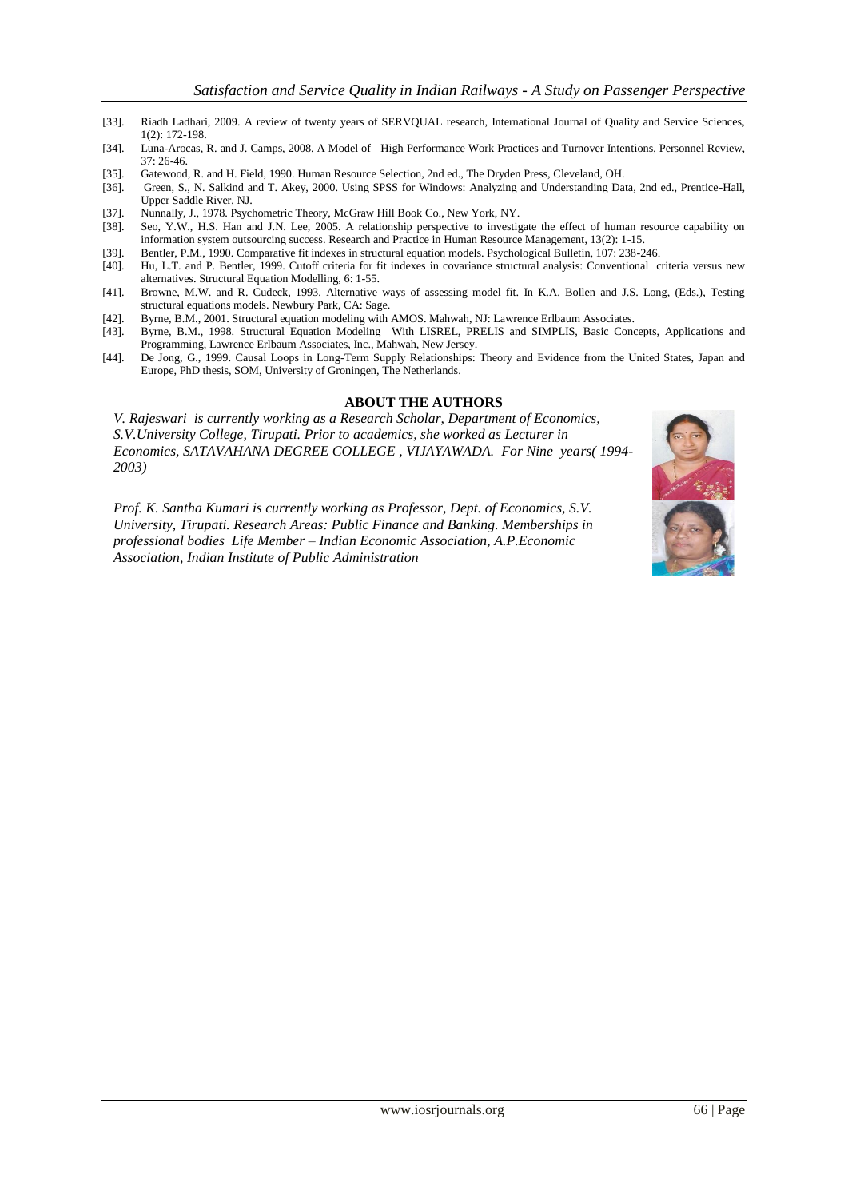[33]. Riadh Ladhari, 2009. A review of twenty years of SERVQUAL research, International Journal of Quality and Service Sciences, 1(2): 172-198.

[34]. Luna-Arocas, R. and J. Camps, 2008. A Model of High Performance Work Practices and Turnover Intentions, Personnel Review, 37: 26-46.

[35]. Gatewood, R. and H. Field, 1990. Human Resource Selection, 2nd ed., The Dryden Press, Cleveland, OH.

[36]. Green, S., N. Salkind and T. Akey, 2000. Using SPSS for Windows: Analyzing and Understanding Data, 2nd ed., Prentice-Hall, Upper Saddle River, NJ.

[37]. Nunnally, J., 1978. Psychometric Theory, McGraw Hill Book Co., New York, NY.

[38]. Seo, Y.W., H.S. Han and J.N. Lee, 2005. A relationship perspective to investigate the effect of human resource capability on information system outsourcing success. Research and Practice in Human Resource Management, 13(2): 1-15.

[39]. Bentler, P.M., 1990. Comparative fit indexes in structural equation models. Psychological Bulletin, 107: 238-246.

[40]. Hu, L.T. and P. Bentler, 1999. Cutoff criteria for fit indexes in covariance structural analysis: Conventional criteria versus new alternatives. Structural Equation Modelling, 6: 1-55.

[41]. Browne, M.W. and R. Cudeck, 1993. Alternative ways of assessing model fit. In K.A. Bollen and J.S. Long, (Eds.), Testing structural equations models. Newbury Park, CA: Sage.

[42]. Byrne, B.M., 2001. Structural equation modeling with AMOS. Mahwah, NJ: Lawrence Erlbaum Associates.

[43]. Byrne, B.M., 1998. Structural Equation Modeling With LISREL, PRELIS and SIMPLIS, Basic Concepts, Applications and Programming, Lawrence Erlbaum Associates, Inc., Mahwah, New Jersey.

[44]. De Jong, G., 1999. Causal Loops in Long-Term Supply Relationships: Theory and Evidence from the United States, Japan and Europe, PhD thesis, SOM, University of Groningen, The Netherlands.

## ABOUT THE AUTHORS

*V. Rajeswari is currently working as a Research Scholar, Department of Economics, S.V.University College, Tirupati. Prior to academics, she worked as Lecturer in Economics, SATAVAHANA DEGREE COLLEGE , VIJAYAWADA. For Nine years( 1994-2003)*

*Prof. K. Santha Kumari is currently working as Professor, Dept. of Economics, S.V. University, Tirupati. Research Areas: Public Finance and Banking. Memberships in professional bodies Life Member – Indian Economic Association, A.P.Economic Association, Indian Institute of Public Administration*